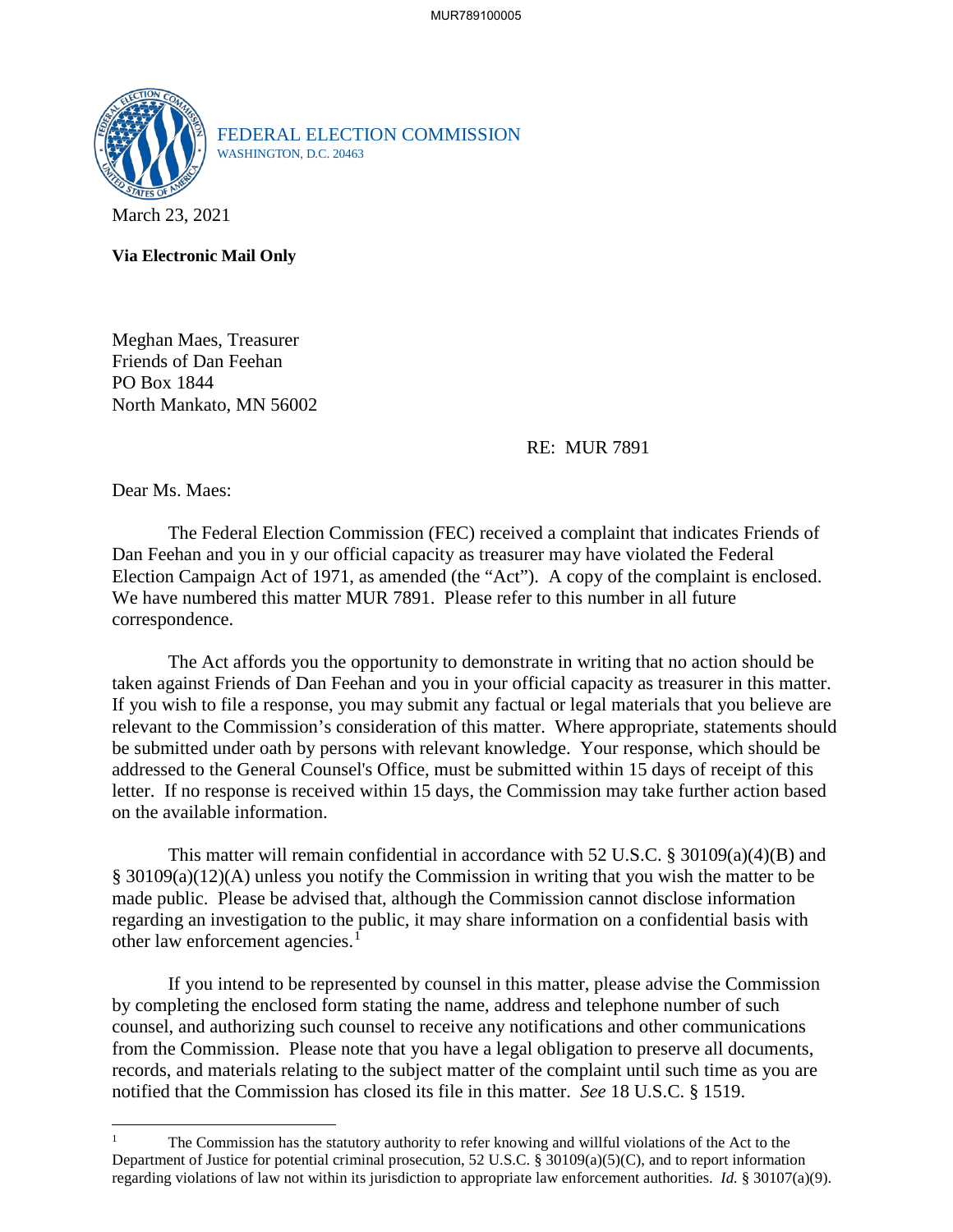FEDERAL ELECTION COMMISSION
WASHINGTON, D.C. 20463

March 23, 2021

**Via Electronic Mail Only**

Meghan Maes, Treasurer
Friends of Dan Feehan
PO Box 1844
North Mankato, MN 56002

RE: MUR 7891

Dear Ms. Maes:

The Federal Election Commission (FEC) received a complaint that indicates Friends of Dan Feehan and you in y our official capacity as treasurer may have violated the Federal Election Campaign Act of 1971, as amended (the "Act"). A copy of the complaint is enclosed. We have numbered this matter MUR 7891. Please refer to this number in all future correspondence.

The Act affords you the opportunity to demonstrate in writing that no action should be taken against Friends of Dan Feehan and you in your official capacity as treasurer in this matter. If you wish to file a response, you may submit any factual or legal materials that you believe are relevant to the Commission's consideration of this matter. Where appropriate, statements should be submitted under oath by persons with relevant knowledge. Your response, which should be addressed to the General Counsel's Office, must be submitted within 15 days of receipt of this letter. If no response is received within 15 days, the Commission may take further action based on the available information.

This matter will remain confidential in accordance with 52 U.S.C. § 30109(a)(4)(B) and § 30109(a)(12)(A) unless you notify the Commission in writing that you wish the matter to be made public. Please be advised that, although the Commission cannot disclose information regarding an investigation to the public, it may share information on a confidential basis with other law enforcement agencies.[1]

If you intend to be represented by counsel in this matter, please advise the Commission by completing the enclosed form stating the name, address and telephone number of such counsel, and authorizing such counsel to receive any notifications and other communications from the Commission. Please note that you have a legal obligation to preserve all documents, records, and materials relating to the subject matter of the complaint until such time as you are notified that the Commission has closed its file in this matter. *See* 18 U.S.C. § 1519.

---

[1] The Commission has the statutory authority to refer knowing and willful violations of the Act to the Department of Justice for potential criminal prosecution, 52 U.S.C. § 30109(a)(5)(C), and to report information regarding violations of law not within its jurisdiction to appropriate law enforcement authorities. *Id.* § 30107(a)(9).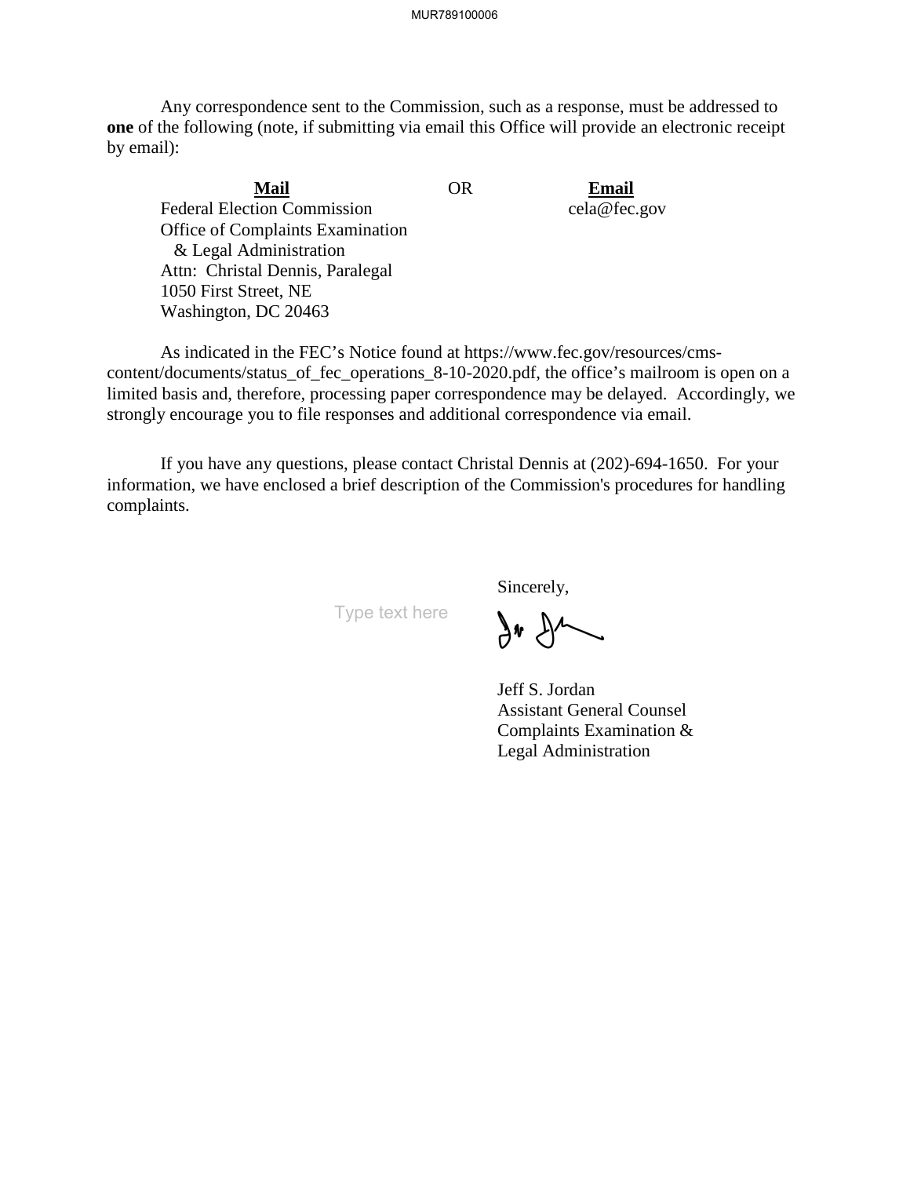Any correspondence sent to the Commission, such as a response, must be addressed to **one** of the following (note, if submitting via email this Office will provide an electronic receipt by email):

| **Mail** | OR | **Email** |
|---|---|---|
| Federal Election Commission<br>Office of Complaints Examination<br>& Legal Administration<br>Attn: Christal Dennis, Paralegal<br>1050 First Street, NE<br>Washington, DC 20463 | | cela@fec.gov |

As indicated in the FEC's Notice found at https://www.fec.gov/resources/cms-content/documents/status_of_fec_operations_8-10-2020.pdf, the office's mailroom is open on a limited basis and, therefore, processing paper correspondence may be delayed. Accordingly, we strongly encourage you to file responses and additional correspondence via email.

If you have any questions, please contact Christal Dennis at (202)-694-1650. For your information, we have enclosed a brief description of the Commission's procedures for handling complaints.

Type text here

Sincerely,

Jeff S. Jordan
Assistant General Counsel
Complaints Examination &
Legal Administration